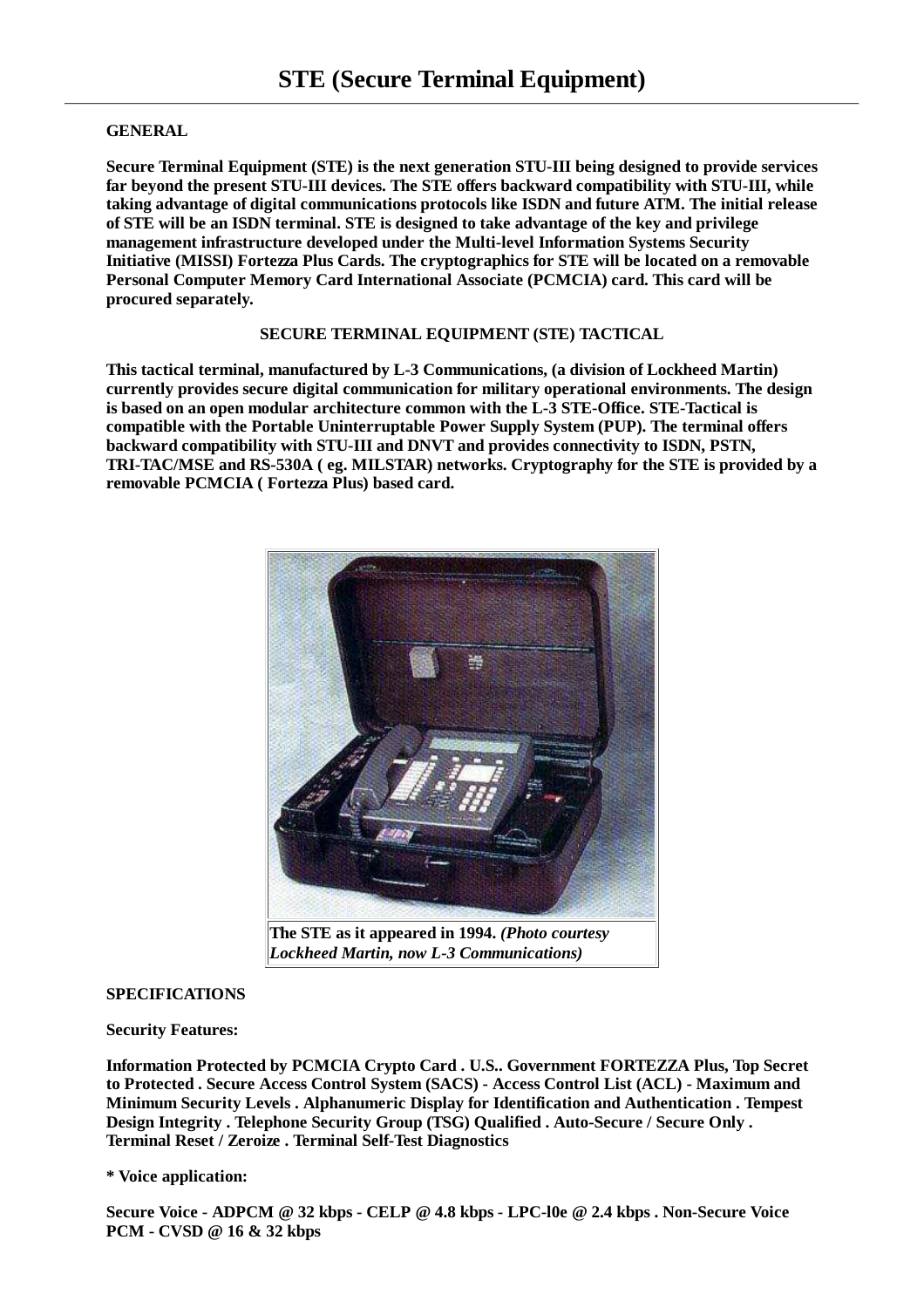# STE (Secure Terminal Equipment)

**GENERAL**

**Secure Terminal Equipment (STE) is the next generation STU-III being designed to provide services far beyond the present STU-III devices. The STE offers backward compatibility with STU-III, while taking advantage of digital communications protocols like ISDN and future ATM. The initial release of STE will be an ISDN terminal. STE is designed to take advantage of the key and privilege management infrastructure developed under the Multi-level Information Systems Security Initiative (MISSI) Fortezza Plus Cards. The cryptographics for STE will be located on a removable Personal Computer Memory Card International Associate (PCMCIA) card. This card will be procured separately.**

**SECURE TERMINAL EQUIPMENT (STE) TACTICAL**

**This tactical terminal, manufactured by L-3 Communications, (a division of Lockheed Martin) currently provides secure digital communication for military operational environments. The design is based on an open modular architecture common with the L-3 STE-Office. STE-Tactical is compatible with the Portable Uninterruptable Power Supply System (PUP). The terminal offers backward compatibility with STU-III and DNVT and provides connectivity to ISDN, PSTN, TRI-TAC/MSE and RS-530A ( eg. MILSTAR) networks. Cryptography for the STE is provided by a removable PCMCIA ( Fortezza Plus) based card.**

**The STE as it appeared in 1994.** ***(Photo courtesy Lockheed Martin, now L-3 Communications)***

**SPECIFICATIONS**

**Security Features:**

**Information Protected by PCMCIA Crypto Card . U.S.. Government FORTEZZA Plus, Top Secret to Protected . Secure Access Control System (SACS) - Access Control List (ACL) - Maximum and Minimum Security Levels . Alphanumeric Display for Identification and Authentication . Tempest Design Integrity . Telephone Security Group (TSG) Qualified . Auto-Secure / Secure Only . Terminal Reset / Zeroize . Terminal Self-Test Diagnostics**

**\* Voice application:**

**Secure Voice - ADPCM @ 32 kbps - CELP @ 4.8 kbps - LPC-l0e @ 2.4 kbps . Non-Secure Voice PCM - CVSD @ 16 & 32 kbps**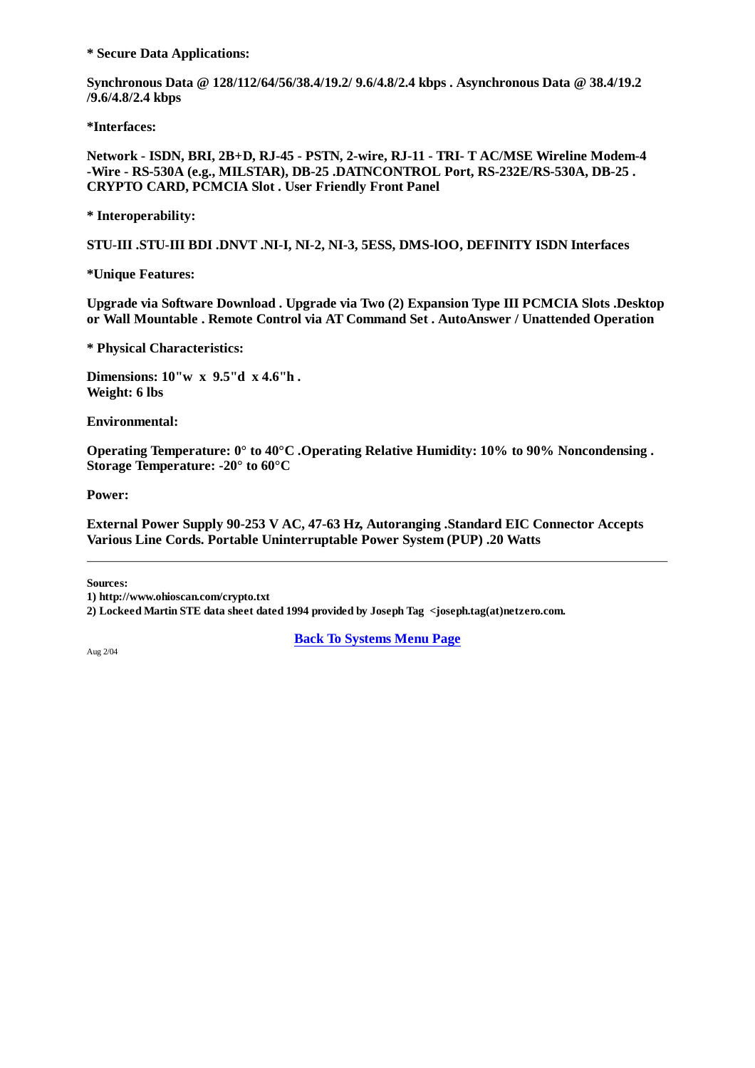**\* Secure Data Applications:**

**Synchronous Data @ 128/112/64/56/38.4/19.2/ 9.6/4.8/2.4 kbps . Asynchronous Data @ 38.4/19.2 /9.6/4.8/2.4 kbps**

**\*Interfaces:**

**Network - ISDN, BRI, 2B+D, RJ-45 - PSTN, 2-wire, RJ-11 - TRI- T AC/MSE Wireline Modem-4 -Wire - RS-530A (e.g., MILSTAR), DB-25 .DATNCONTROL Port, RS-232E/RS-530A, DB-25 . CRYPTO CARD, PCMCIA Slot . User Friendly Front Panel**

**\* Interoperability:**

**STU-III .STU-III BDI .DNVT .NI-I, NI-2, NI-3, 5ESS, DMS-lOO, DEFINITY ISDN Interfaces**

**\*Unique Features:**

**Upgrade via Software Download . Upgrade via Two (2) Expansion Type III PCMCIA Slots .Desktop or Wall Mountable . Remote Control via AT Command Set . AutoAnswer / Unattended Operation**

**\* Physical Characteristics:**

**Dimensions: 10"w x 9.5"d x 4.6"h .**
**Weight: 6 lbs**

**Environmental:**

**Operating Temperature: 0° to 40°C .Operating Relative Humidity: 10% to 90% Noncondensing . Storage Temperature: -20° to 60°C**

**Power:**

**External Power Supply 90-253 V AC, 47-63 Hz, Autoranging .Standard EIC Connector Accepts Various Line Cords. Portable Uninterruptable Power System (PUP) .20 Watts**

---

**Sources:**

**1) http://www.ohioscan.com/crypto.txt**

**2) Lockeed Martin STE data sheet dated 1994 provided by Joseph Tag <joseph.tag(at)netzero.com.**

**Back To Systems Menu Page**

Aug 2/04